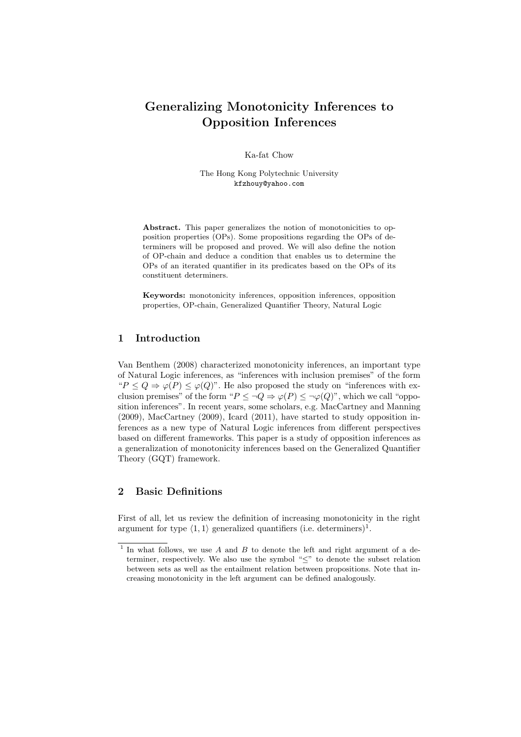# Generalizing Monotonicity Inferences to Opposition Inferences

Ka-fat Chow

The Hong Kong Polytechnic University
kfzhouy@yahoo.com

**Abstract.** This paper generalizes the notion of monotonicities to opposition properties (OPs). Some propositions regarding the OPs of determiners will be proposed and proved. We will also define the notion of OP-chain and deduce a condition that enables us to determine the OPs of an iterated quantifier in its predicates based on the OPs of its constituent determiners.

**Keywords:** monotonicity inferences, opposition inferences, opposition properties, OP-chain, Generalized Quantifier Theory, Natural Logic

## 1 Introduction

Van Benthem (2008) characterized monotonicity inferences, an important type of Natural Logic inferences, as "inferences with inclusion premises" of the form "$P \leq Q \Rightarrow \varphi(P) \leq \varphi(Q)$". He also proposed the study on "inferences with exclusion premises" of the form "$P \leq \neg Q \Rightarrow \varphi(P) \leq \neg\varphi(Q)$", which we call "opposition inferences". In recent years, some scholars, e.g. MacCartney and Manning (2009), MacCartney (2009), Icard (2011), have started to study opposition inferences as a new type of Natural Logic inferences from different perspectives based on different frameworks. This paper is a study of opposition inferences as a generalization of monotonicity inferences based on the Generalized Quantifier Theory (GQT) framework.

## 2 Basic Definitions

First of all, let us review the definition of increasing monotonicity in the right argument for type $\langle 1, 1\rangle$ generalized quantifiers (i.e. determiners)[1].

---

[1] In what follows, we use $A$ and $B$ to denote the left and right argument of a determiner, respectively. We also use the symbol "$\leq$" to denote the subset relation between sets as well as the entailment relation between propositions. Note that increasing monotonicity in the left argument can be defined analogously.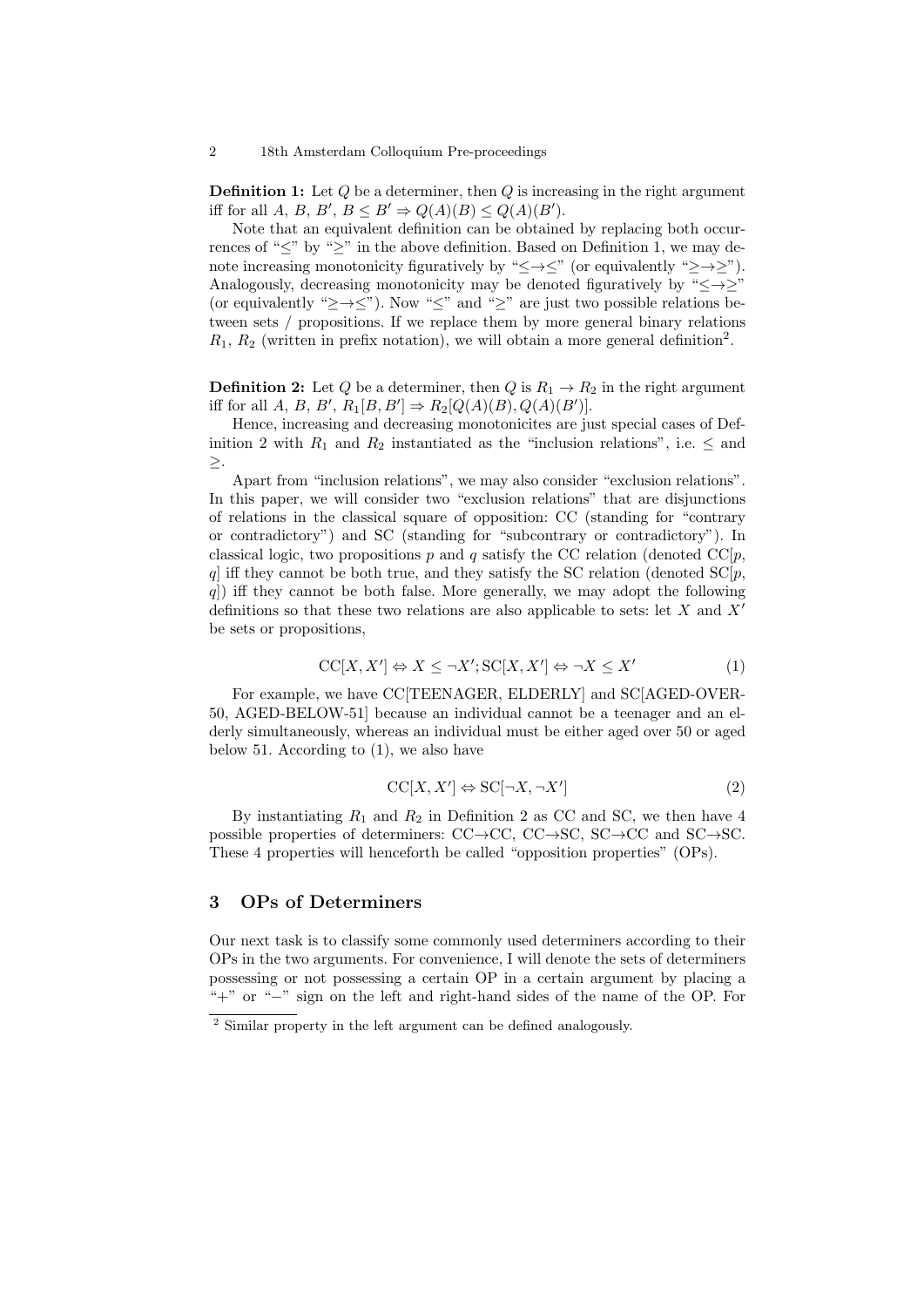**Definition 1:** Let $Q$ be a determiner, then $Q$ is increasing in the right argument iff for all $A$, $B$, $B'$, $B \leq B' \Rightarrow Q(A)(B) \leq Q(A)(B')$.

Note that an equivalent definition can be obtained by replacing both occurrences of "$\leq$" by "$\geq$" in the above definition. Based on Definition 1, we may denote increasing monotonicity figuratively by "$\leq\rightarrow\leq$" (or equivalently "$\geq\rightarrow\geq$"). Analogously, decreasing monotonicity may be denoted figuratively by "$\leq\rightarrow\geq$" (or equivalently "$\geq\rightarrow\leq$"). Now "$\leq$" and "$\geq$" are just two possible relations between sets / propositions. If we replace them by more general binary relations $R_1$, $R_2$ (written in prefix notation), we will obtain a more general definition[2].

**Definition 2:** Let $Q$ be a determiner, then $Q$ is $R_1 \rightarrow R_2$ in the right argument iff for all $A$, $B$, $B'$, $R_1[B, B'] \Rightarrow R_2[Q(A)(B), Q(A)(B')]$.

Hence, increasing and decreasing monotonicites are just special cases of Definition 2 with $R_1$ and $R_2$ instantiated as the "inclusion relations", i.e. $\leq$ and $\geq$.

Apart from "inclusion relations", we may also consider "exclusion relations". In this paper, we will consider two "exclusion relations" that are disjunctions of relations in the classical square of opposition: CC (standing for "contrary or contradictory") and SC (standing for "subcontrary or contradictory"). In classical logic, two propositions $p$ and $q$ satisfy the CC relation (denoted CC[$p$, $q$] iff they cannot be both true, and they satisfy the SC relation (denoted SC[$p$, $q$]) iff they cannot be both false. More generally, we may adopt the following definitions so that these two relations are also applicable to sets: let $X$ and $X'$ be sets or propositions,

$$\mathrm{CC}[X, X'] \Leftrightarrow X \leq \neg X'; \mathrm{SC}[X, X'] \Leftrightarrow \neg X \leq X' \tag{1}$$

For example, we have CC[TEENAGER, ELDERLY] and SC[AGED-OVER-50, AGED-BELOW-51] because an individual cannot be a teenager and an elderly simultaneously, whereas an individual must be either aged over 50 or aged below 51. According to (1), we also have

$$\mathrm{CC}[X, X'] \Leftrightarrow \mathrm{SC}[\neg X, \neg X'] \tag{2}$$

By instantiating $R_1$ and $R_2$ in Definition 2 as CC and SC, we then have 4 possible properties of determiners: CC$\rightarrow$CC, CC$\rightarrow$SC, SC$\rightarrow$CC and SC$\rightarrow$SC. These 4 properties will henceforth be called "opposition properties" (OPs).

## 3 OPs of Determiners

Our next task is to classify some commonly used determiners according to their OPs in the two arguments. For convenience, I will denote the sets of determiners possessing or not possessing a certain OP in a certain argument by placing a "+" or "−" sign on the left and right-hand sides of the name of the OP. For

[2] Similar property in the left argument can be defined analogously.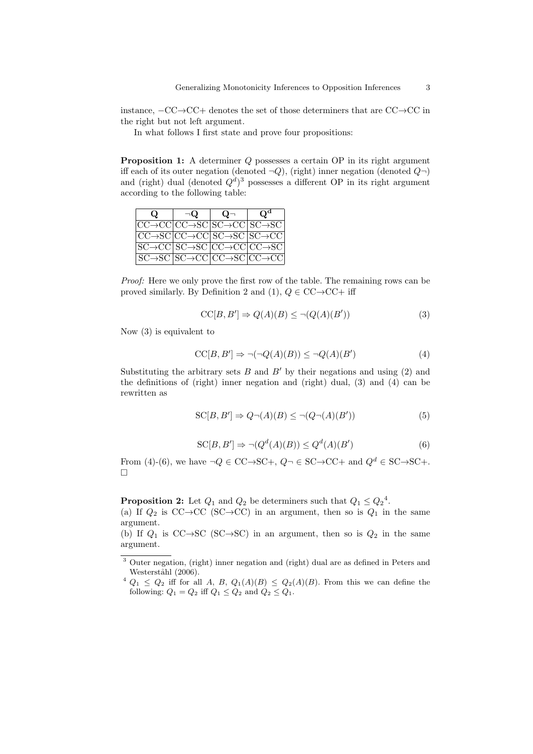instance, $-$CC$\rightarrow$CC$+$ denotes the set of those determiners that are CC$\rightarrow$CC in the right but not left argument.

In what follows I first state and prove four propositions:

**Proposition 1:** A determiner $Q$ possesses a certain OP in its right argument iff each of its outer negation (denoted $\neg Q$), (right) inner negation (denoted $Q\neg$) and (right) dual (denoted $Q^d$)[3] possesses a different OP in its right argument according to the following table:

| $\mathbf{Q}$ | $\mathbf{\neg Q}$ | $\mathbf{Q\neg}$ | $\mathbf{Q^d}$ |
|---|---|---|---|
| CC$\rightarrow$CC | CC$\rightarrow$SC | SC$\rightarrow$CC | SC$\rightarrow$SC |
| CC$\rightarrow$SC | CC$\rightarrow$CC | SC$\rightarrow$SC | SC$\rightarrow$CC |
| SC$\rightarrow$CC | SC$\rightarrow$SC | CC$\rightarrow$CC | CC$\rightarrow$SC |
| SC$\rightarrow$SC | SC$\rightarrow$CC | CC$\rightarrow$SC | CC$\rightarrow$CC |

*Proof:* Here we only prove the first row of the table. The remaining rows can be proved similarly. By Definition 2 and (1), $Q \in$ CC$\rightarrow$CC$+$ iff

$$\mathrm{CC}[B, B'] \Rightarrow Q(A)(B) \leq \neg(Q(A)(B')) \tag{3}$$

Now (3) is equivalent to

$$\mathrm{CC}[B, B'] \Rightarrow \neg(\neg Q(A)(B)) \leq \neg Q(A)(B') \tag{4}$$

Substituting the arbitrary sets $B$ and $B'$ by their negations and using (2) and the definitions of (right) inner negation and (right) dual, (3) and (4) can be rewritten as

$$\mathrm{SC}[B, B'] \Rightarrow Q\neg(A)(B) \leq \neg(Q\neg(A)(B')) \tag{5}$$

$$\mathrm{SC}[B, B'] \Rightarrow \neg(Q^d(A)(B)) \leq Q^d(A)(B') \tag{6}$$

From (4)-(6), we have $\neg Q \in$ CC$\rightarrow$SC$+$, $Q\neg \in$ SC$\rightarrow$CC$+$ and $Q^d \in$ SC$\rightarrow$SC$+$. $\square$

**Proposition 2:** Let $Q_1$ and $Q_2$ be determiners such that $Q_1 \leq Q_2$[4].

(a) If $Q_2$ is CC$\rightarrow$CC (SC$\rightarrow$CC) in an argument, then so is $Q_1$ in the same argument.

(b) If $Q_1$ is CC$\rightarrow$SC (SC$\rightarrow$SC) in an argument, then so is $Q_2$ in the same argument.

---

[3] Outer negation, (right) inner negation and (right) dual are as defined in Peters and Westerståhl (2006).

[4] $Q_1 \leq Q_2$ iff for all $A$, $B$, $Q_1(A)(B) \leq Q_2(A)(B)$. From this we can define the following: $Q_1 = Q_2$ iff $Q_1 \leq Q_2$ and $Q_2 \leq Q_1$.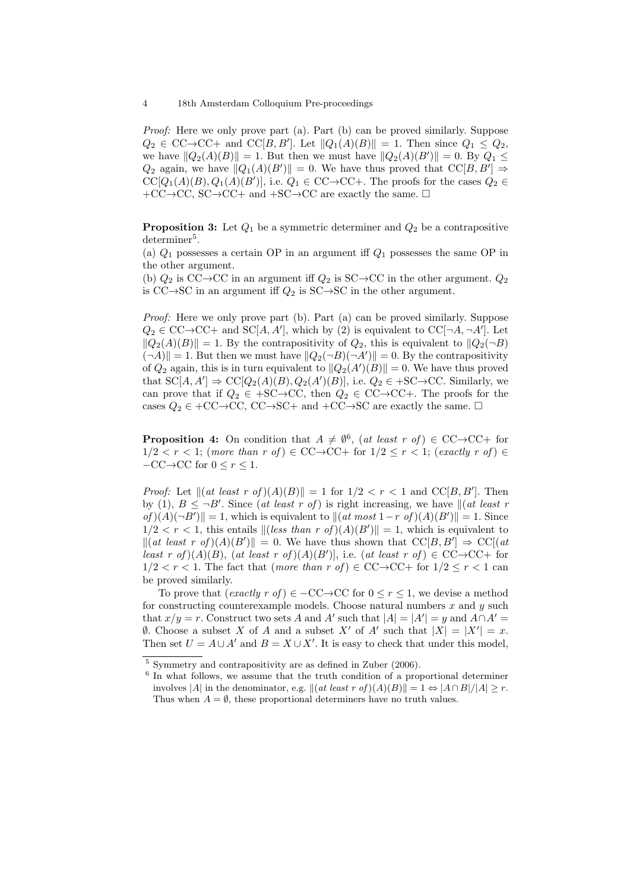*Proof:* Here we only prove part (a). Part (b) can be proved similarly. Suppose $Q_2 \in$ CC→CC+ and CC$[B, B']$. Let $\|Q_1(A)(B)\| = 1$. Then since $Q_1 \leq Q_2$, we have $\|Q_2(A)(B)\| = 1$. But then we must have $\|Q_2(A)(B')\| = 0$. By $Q_1 \leq Q_2$ again, we have $\|Q_1(A)(B')\| = 0$. We have thus proved that CC$[B, B'] \Rightarrow$ CC$[Q_1(A)(B), Q_1(A)(B')]$, i.e. $Q_1 \in$ CC→CC+. The proofs for the cases $Q_2 \in$ +CC→CC, SC→CC+ and +SC→CC are exactly the same. □

**Proposition 3:** Let $Q_1$ be a symmetric determiner and $Q_2$ be a contrapositive determiner[5].

(a) $Q_1$ possesses a certain OP in an argument iff $Q_1$ possesses the same OP in the other argument.

(b) $Q_2$ is CC→CC in an argument iff $Q_2$ is SC→CC in the other argument. $Q_2$ is CC→SC in an argument iff $Q_2$ is SC→SC in the other argument.

*Proof:* Here we only prove part (b). Part (a) can be proved similarly. Suppose $Q_2 \in$ CC→CC+ and SC$[A, A']$, which by (2) is equivalent to CC$[\neg A, \neg A']$. Let $\|Q_2(A)(B)\| = 1$. By the contrapositivity of $Q_2$, this is equivalent to $\|Q_2(\neg B)(\neg A)\| = 1$. But then we must have $\|Q_2(\neg B)(\neg A')\| = 0$. By the contrapositivity of $Q_2$ again, this is in turn equivalent to $\|Q_2(A')(B)\| = 0$. We have thus proved that SC$[A, A'] \Rightarrow$ CC$[Q_2(A)(B), Q_2(A')(B)]$, i.e. $Q_2 \in$ +SC→CC. Similarly, we can prove that if $Q_2 \in$ +SC→CC, then $Q_2 \in$ CC→CC+. The proofs for the cases $Q_2 \in$ +CC→CC, CC→SC+ and +CC→SC are exactly the same. □

**Proposition 4:** On condition that $A \neq \emptyset$[6], (*at least r of*) $\in$ CC→CC+ for $1/2 < r < 1$; (*more than r of*) $\in$ CC→CC+ for $1/2 \leq r < 1$; (*exactly r of*) $\in$ −CC→CC for $0 \leq r \leq 1$.

*Proof:* Let $\|(\textit{at least r of})(A)(B)\| = 1$ for $1/2 < r < 1$ and CC$[B, B']$. Then by (1), $B \leq \neg B'$. Since (*at least r of*) is right increasing, we have $\|(\textit{at least r of})(A)(\neg B')\| = 1$, which is equivalent to $\|(\textit{at most } 1 - r \textit{ of})(A)(B')\| = 1$. Since $1/2 < r < 1$, this entails $\|(\textit{less than r of})(A)(B')\| = 1$, which is equivalent to $\|(\textit{at least r of})(A)(B')\| = 0$. We have thus shown that CC$[B, B'] \Rightarrow$ CC$[(\textit{at least r of})(A)(B), (\textit{at least r of})(A)(B')]$, i.e. (*at least r of*) $\in$ CC→CC+ for $1/2 < r < 1$. The fact that (*more than r of*) $\in$ CC→CC+ for $1/2 \leq r < 1$ can be proved similarly.

To prove that (*exactly r of*) $\in$ −CC→CC for $0 \leq r \leq 1$, we devise a method for constructing counterexample models. Choose natural numbers $x$ and $y$ such that $x/y = r$. Construct two sets $A$ and $A'$ such that $|A| = |A'| = y$ and $A \cap A' = \emptyset$. Choose a subset $X$ of $A$ and a subset $X'$ of $A'$ such that $|X| = |X'| = x$. Then set $U = A \cup A'$ and $B = X \cup X'$. It is easy to check that under this model,

[5] Symmetry and contrapositivity are as defined in Zuber (2006).

[6] In what follows, we assume that the truth condition of a proportional determiner involves $|A|$ in the denominator, e.g. $\|(\textit{at least r of})(A)(B)\| = 1 \Leftrightarrow |A \cap B|/|A| \geq r$. Thus when $A = \emptyset$, these proportional determiners have no truth values.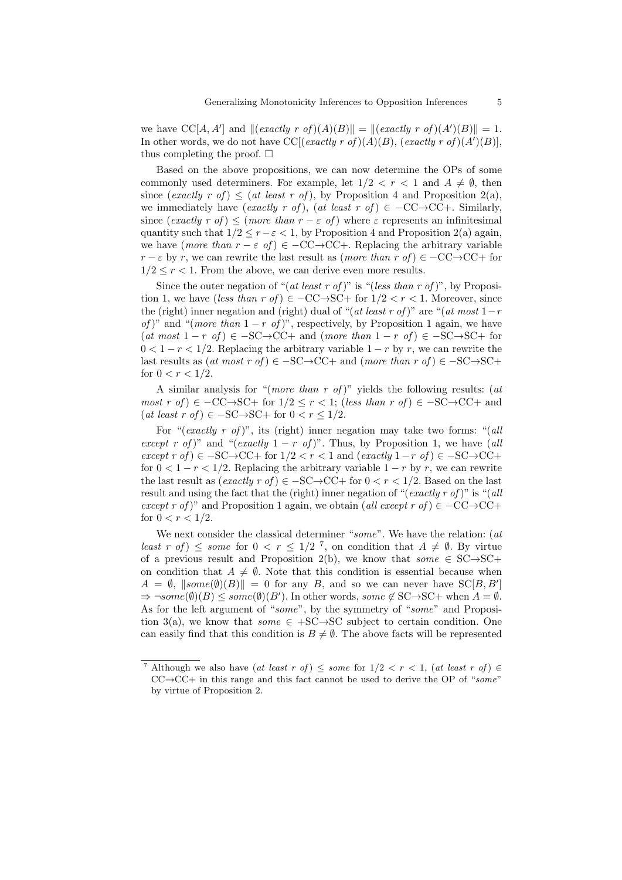we have $\mathrm{CC}[A, A']$ and $\|(exactly\ r\ of)(A)(B)\| = \|(exactly\ r\ of)(A')(B)\| = 1$. In other words, we do not have $\mathrm{CC}[(exactly\ r\ of)(A)(B), (exactly\ r\ of)(A')(B)]$, thus completing the proof. $\square$

Based on the above propositions, we can now determine the OPs of some commonly used determiners. For example, let $1/2 < r < 1$ and $A \neq \emptyset$, then since $(exactly\ r\ of) \leq (at\ least\ r\ of)$, by Proposition 4 and Proposition 2(a), we immediately have $(exactly\ r\ of), (at\ least\ r\ of) \in -\mathrm{CC}{\to}\mathrm{CC}+$. Similarly, since $(exactly\ r\ of) \leq (more\ than\ r - \varepsilon\ of)$ where $\varepsilon$ represents an infinitesimal quantity such that $1/2 \leq r - \varepsilon < 1$, by Proposition 4 and Proposition 2(a) again, we have $(more\ than\ r - \varepsilon\ of) \in -\mathrm{CC}{\to}\mathrm{CC}+$. Replacing the arbitrary variable $r - \varepsilon$ by $r$, we can rewrite the last result as $(more\ than\ r\ of) \in -\mathrm{CC}{\to}\mathrm{CC}+$ for $1/2 \leq r < 1$. From the above, we can derive even more results.

Since the outer negation of "$(at\ least\ r\ of)$" is "$(less\ than\ r\ of)$", by Proposition 1, we have $(less\ than\ r\ of) \in -\mathrm{CC}{\to}\mathrm{SC}+$ for $1/2 < r < 1$. Moreover, since the (right) inner negation and (right) dual of "$(at\ least\ r\ of)$" are "$(at\ most\ 1-r\ of)$" and "$(more\ than\ 1-r\ of)$", respectively, by Proposition 1 again, we have $(at\ most\ 1-r\ of) \in -\mathrm{SC}{\to}\mathrm{CC}+$ and $(more\ than\ 1-r\ of) \in -\mathrm{SC}{\to}\mathrm{SC}+$ for $0 < 1-r < 1/2$. Replacing the arbitrary variable $1-r$ by $r$, we can rewrite the last results as $(at\ most\ r\ of) \in -\mathrm{SC}{\to}\mathrm{CC}+$ and $(more\ than\ r\ of) \in -\mathrm{SC}{\to}\mathrm{SC}+$ for $0 < r < 1/2$.

A similar analysis for "$(more\ than\ r\ of)$" yields the following results: $(at\ most\ r\ of) \in -\mathrm{CC}{\to}\mathrm{SC}+$ for $1/2 \leq r < 1$; $(less\ than\ r\ of) \in -\mathrm{SC}{\to}\mathrm{CC}+$ and $(at\ least\ r\ of) \in -\mathrm{SC}{\to}\mathrm{SC}+$ for $0 < r \leq 1/2$.

For "$(exactly\ r\ of)$", its (right) inner negation may take two forms: "$(all\ except\ r\ of)$" and "$(exactly\ 1-r\ of)$". Thus, by Proposition 1, we have $(all\ except\ r\ of) \in -\mathrm{SC}{\to}\mathrm{CC}+$ for $1/2 < r < 1$ and $(exactly\ 1-r\ of) \in -\mathrm{SC}{\to}\mathrm{CC}+$ for $0 < 1-r < 1/2$. Replacing the arbitrary variable $1-r$ by $r$, we can rewrite the last result as $(exactly\ r\ of) \in -\mathrm{SC}{\to}\mathrm{CC}+$ for $0 < r < 1/2$. Based on the last result and using the fact that the (right) inner negation of "$(exactly\ r\ of)$" is "$(all\ except\ r\ of)$" and Proposition 1 again, we obtain $(all\ except\ r\ of) \in -\mathrm{CC}{\to}\mathrm{CC}+$ for $0 < r < 1/2$.

We next consider the classical determiner "*some*". We have the relation: $(at\ least\ r\ of) \leq some$ for $0 < r \leq 1/2$ [7], on condition that $A \neq \emptyset$. By virtue of a previous result and Proposition 2(b), we know that $some \in \mathrm{SC}{\to}\mathrm{SC}+$ on condition that $A \neq \emptyset$. Note that this condition is essential because when $A = \emptyset$, $\|some(\emptyset)(B)\| = 0$ for any $B$, and so we can never have $\mathrm{SC}[B, B'] \Rightarrow \neg some(\emptyset)(B) \leq some(\emptyset)(B')$. In other words, $some \notin \mathrm{SC}{\to}\mathrm{SC}+$ when $A = \emptyset$. As for the left argument of "*some*", by the symmetry of "*some*" and Proposition 3(a), we know that $some \in +\mathrm{SC}{\to}\mathrm{SC}$ subject to certain condition. One can easily find that this condition is $B \neq \emptyset$. The above facts will be represented

---

[7] Although we also have $(at\ least\ r\ of) \leq some$ for $1/2 < r < 1$, $(at\ least\ r\ of) \in \mathrm{CC}{\to}\mathrm{CC}+$ in this range and this fact cannot be used to derive the OP of "*some*" by virtue of Proposition 2.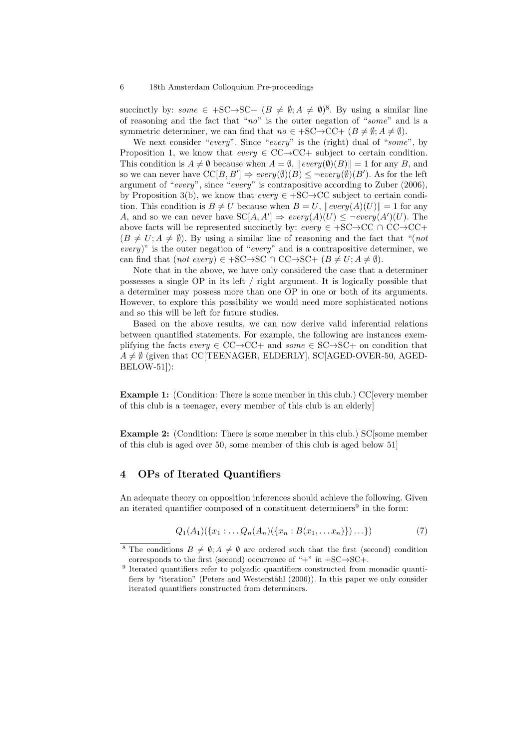succinctly by: *some* $\in$ +SC→SC+ ($B \neq \emptyset; A \neq \emptyset$)[8]. By using a similar line of reasoning and the fact that "*no*" is the outer negation of "*some*" and is a symmetric determiner, we can find that *no* $\in$ +SC→CC+ ($B \neq \emptyset; A \neq \emptyset$).

We next consider "*every*". Since "*every*" is the (right) dual of "*some*", by Proposition 1, we know that *every* $\in$ CC→CC+ subject to certain condition. This condition is $A \neq \emptyset$ because when $A = \emptyset$, $\|every(\emptyset)(B)\| = 1$ for any $B$, and so we can never have $\text{CC}[B, B'] \Rightarrow every(\emptyset)(B) \leq \neg every(\emptyset)(B')$. As for the left argument of "*every*", since "*every*" is contrapositive according to Zuber (2006), by Proposition 3(b), we know that *every* $\in$ +SC→CC subject to certain condition. This condition is $B \neq U$ because when $B = U$, $\|every(A)(U)\| = 1$ for any $A$, and so we can never have $\text{SC}[A, A'] \Rightarrow every(A)(U) \leq \neg every(A')(U)$. The above facts will be represented succinctly by: *every* $\in$ +SC→CC $\cap$ CC→CC+ ($B \neq U; A \neq \emptyset$). By using a similar line of reasoning and the fact that "(*not every*)" is the outer negation of "*every*" and is a contrapositive determiner, we can find that (*not every*) $\in$ +SC→SC $\cap$ CC→SC+ ($B \neq U; A \neq \emptyset$).

Note that in the above, we have only considered the case that a determiner possesses a single OP in its left / right argument. It is logically possible that a determiner may possess more than one OP in one or both of its arguments. However, to explore this possibility we would need more sophisticated notions and so this will be left for future studies.

Based on the above results, we can now derive valid inferential relations between quantified statements. For example, the following are instances exemplifying the facts *every* $\in$ CC→CC+ and *some* $\in$ SC→SC+ on condition that $A \neq \emptyset$ (given that CC[TEENAGER, ELDERLY], SC[AGED-OVER-50, AGED-BELOW-51]):

**Example 1:** (Condition: There is some member in this club.) CC[every member of this club is a teenager, every member of this club is an elderly]

**Example 2:** (Condition: There is some member in this club.) SC[some member of this club is aged over 50, some member of this club is aged below 51]

## 4 OPs of Iterated Quantifiers

An adequate theory on opposition inferences should achieve the following. Given an iterated quantifier composed of n constituent determiners[9] in the form:

$$Q_1(A_1)(\{x_1 : \ldots Q_n(A_n)(\{x_n : B(x_1, \ldots x_n)\}) \ldots\}) \tag{7}$$

---

[8] The conditions $B \neq \emptyset; A \neq \emptyset$ are ordered such that the first (second) condition corresponds to the first (second) occurrence of "+" in +SC→SC+.

[9] Iterated quantifiers refer to polyadic quantifiers constructed from monadic quantifiers by "iteration" (Peters and Westerståhl (2006)). In this paper we only consider iterated quantifiers constructed from determiners.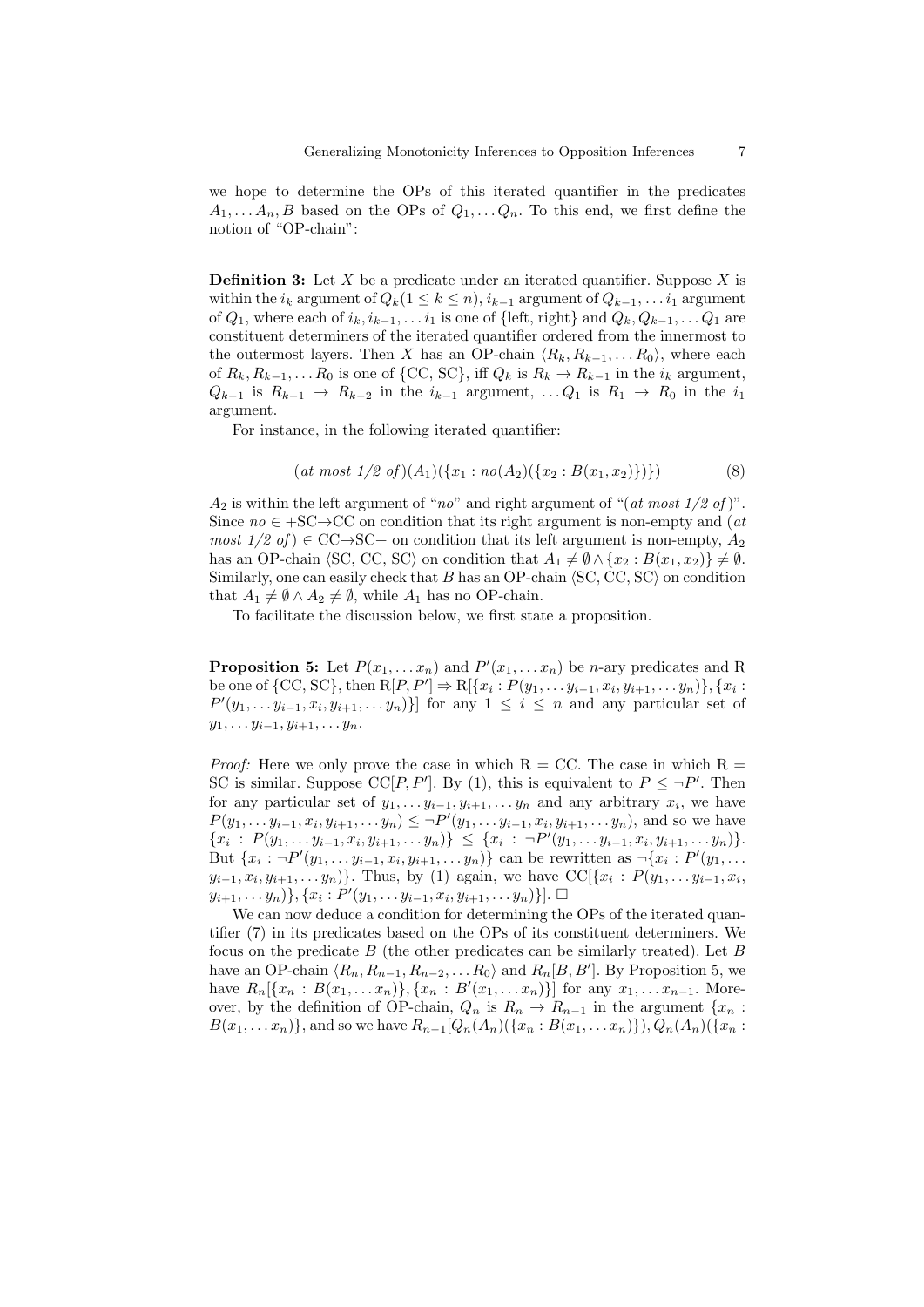we hope to determine the OPs of this iterated quantifier in the predicates $A_1, \dots A_n, B$ based on the OPs of $Q_1, \dots Q_n$. To this end, we first define the notion of "OP-chain":

**Definition 3:** Let $X$ be a predicate under an iterated quantifier. Suppose $X$ is within the $i_k$ argument of $Q_k (1 \leq k \leq n)$, $i_{k-1}$ argument of $Q_{k-1}, \dots i_1$ argument of $Q_1$, where each of $i_k, i_{k-1}, \dots i_1$ is one of {left, right} and $Q_k, Q_{k-1}, \dots Q_1$ are constituent determiners of the iterated quantifier ordered from the innermost to the outermost layers. Then $X$ has an OP-chain $\langle R_k, R_{k-1}, \dots R_0 \rangle$, where each of $R_k, R_{k-1}, \dots R_0$ is one of {CC, SC}, iff $Q_k$ is $R_k \to R_{k-1}$ in the $i_k$ argument, $Q_{k-1}$ is $R_{k-1} \to R_{k-2}$ in the $i_{k-1}$ argument, $\dots Q_1$ is $R_1 \to R_0$ in the $i_1$ argument.

For instance, in the following iterated quantifier:

$$(\textit{at most 1/2 of})(A_1)(\{x_1 : \textit{no}(A_2)(\{x_2 : B(x_1, x_2)\})\}) \tag{8}$$

$A_2$ is within the left argument of "*no*" and right argument of "(*at most 1/2 of*)". Since $\textit{no} \in$ +SC$\to$CC on condition that its right argument is non-empty and (*at most 1/2 of*) $\in$ CC$\to$SC+ on condition that its left argument is non-empty, $A_2$ has an OP-chain $\langle$SC, CC, SC$\rangle$ on condition that $A_1 \neq \emptyset \wedge \{x_2 : B(x_1, x_2)\} \neq \emptyset$. Similarly, one can easily check that $B$ has an OP-chain $\langle$SC, CC, SC$\rangle$ on condition that $A_1 \neq \emptyset \wedge A_2 \neq \emptyset$, while $A_1$ has no OP-chain.

To facilitate the discussion below, we first state a proposition.

**Proposition 5:** Let $P(x_1, \dots x_n)$ and $P'(x_1, \dots x_n)$ be $n$-ary predicates and R be one of {CC, SC}, then $\text{R}[P, P'] \Rightarrow \text{R}[\{x_i : P(y_1, \dots y_{i-1}, x_i, y_{i+1}, \dots y_n)\}, \{x_i : P'(y_1, \dots y_{i-1}, x_i, y_{i+1}, \dots y_n)\}]$ for any $1 \leq i \leq n$ and any particular set of $y_1, \dots y_{i-1}, y_{i+1}, \dots y_n$.

*Proof:* Here we only prove the case in which R = CC. The case in which R = SC is similar. Suppose $\text{CC}[P, P']$. By (1), this is equivalent to $P \leq \neg P'$. Then for any particular set of $y_1, \dots y_{i-1}, y_{i+1}, \dots y_n$ and any arbitrary $x_i$, we have $P(y_1, \dots y_{i-1}, x_i, y_{i+1}, \dots y_n) \leq \neg P'(y_1, \dots y_{i-1}, x_i, y_{i+1}, \dots y_n)$, and so we have $\{x_i : P(y_1, \dots y_{i-1}, x_i, y_{i+1}, \dots y_n)\} \leq \{x_i : \neg P'(y_1, \dots y_{i-1}, x_i, y_{i+1}, \dots y_n)\}$. But $\{x_i : \neg P'(y_1, \dots y_{i-1}, x_i, y_{i+1}, \dots y_n)\}$ can be rewritten as $\neg\{x_i : P'(y_1, \dots y_{i-1}, x_i, y_{i+1}, \dots y_n)\}$. Thus, by (1) again, we have $\text{CC}[\{x_i : P(y_1, \dots y_{i-1}, x_i, y_{i+1}, \dots y_n)\}, \{x_i : P'(y_1, \dots y_{i-1}, x_i, y_{i+1}, \dots y_n)\}]$. $\square$

We can now deduce a condition for determining the OPs of the iterated quantifier (7) in its predicates based on the OPs of its constituent determiners. We focus on the predicate $B$ (the other predicates can be similarly treated). Let $B$ have an OP-chain $\langle R_n, R_{n-1}, R_{n-2}, \dots R_0 \rangle$ and $R_n[B, B']$. By Proposition 5, we have $R_n[\{x_n : B(x_1, \dots x_n)\}, \{x_n : B'(x_1, \dots x_n)\}]$ for any $x_1, \dots x_{n-1}$. Moreover, by the definition of OP-chain, $Q_n$ is $R_n \to R_{n-1}$ in the argument $\{x_n : B(x_1, \dots x_n)\}$, and so we have $R_{n-1}[Q_n(A_n)(\{x_n : B(x_1, \dots x_n)\}), Q_n(A_n)(\{x_n :$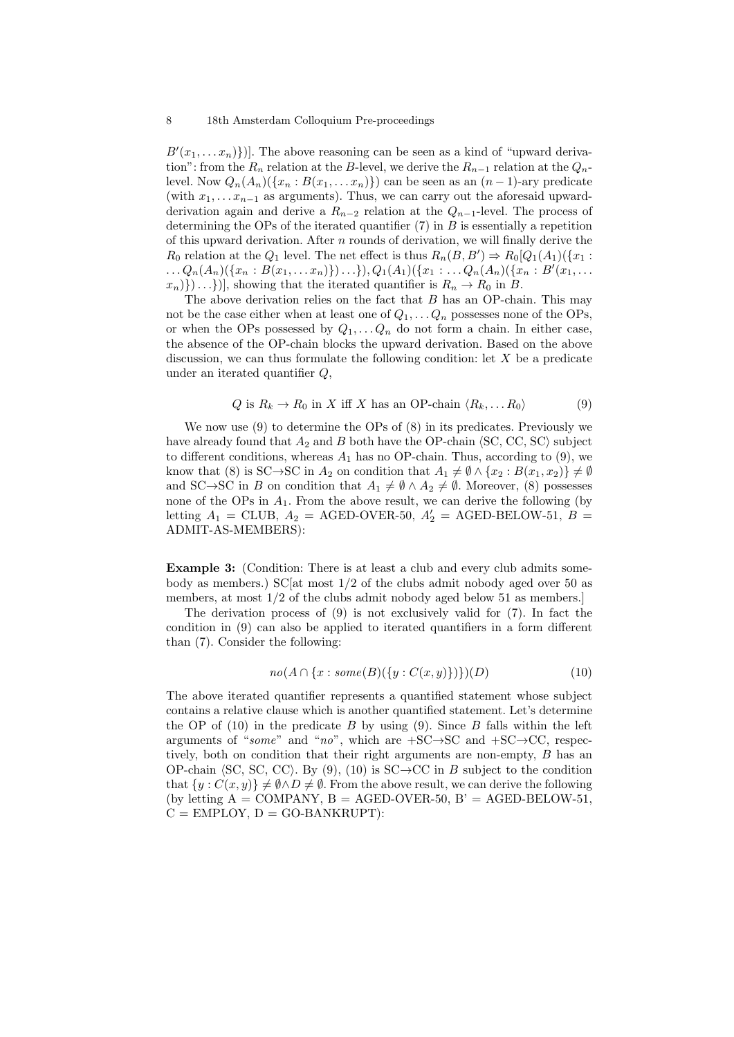$B'(x_1, \ldots x_n)\})]$. The above reasoning can be seen as a kind of "upward derivation": from the $R_n$ relation at the $B$-level, we derive the $R_{n-1}$ relation at the $Q_n$-level. Now $Q_n(A_n)(\{x_n : B(x_1, \ldots x_n)\})$ can be seen as an $(n-1)$-ary predicate (with $x_1, \ldots x_{n-1}$ as arguments). Thus, we can carry out the aforesaid upward-derivation again and derive a $R_{n-2}$ relation at the $Q_{n-1}$-level. The process of determining the OPs of the iterated quantifier (7) in $B$ is essentially a repetition of this upward derivation. After $n$ rounds of derivation, we will finally derive the $R_0$ relation at the $Q_1$ level. The net effect is thus $R_n(B, B') \Rightarrow R_0[Q_1(A_1)(\{x_1 : \ldots Q_n(A_n)(\{x_n : B(x_1, \ldots x_n)\}) \ldots\}), Q_1(A_1)(\{x_1 : \ldots Q_n(A_n)(\{x_n : B'(x_1, \ldots x_n)\}) \ldots\})]$, showing that the iterated quantifier is $R_n \rightarrow R_0$ in $B$.

The above derivation relies on the fact that $B$ has an OP-chain. This may not be the case either when at least one of $Q_1, \ldots Q_n$ possesses none of the OPs, or when the OPs possessed by $Q_1, \ldots Q_n$ do not form a chain. In either case, the absence of the OP-chain blocks the upward derivation. Based on the above discussion, we can thus formulate the following condition: let $X$ be a predicate under an iterated quantifier $Q$,

$$Q \text{ is } R_k \rightarrow R_0 \text{ in } X \text{ iff } X \text{ has an OP-chain } \langle R_k, \ldots R_0 \rangle \tag{9}$$

We now use (9) to determine the OPs of (8) in its predicates. Previously we have already found that $A_2$ and $B$ both have the OP-chain $\langle$SC, CC, SC$\rangle$ subject to different conditions, whereas $A_1$ has no OP-chain. Thus, according to (9), we know that (8) is SC$\rightarrow$SC in $A_2$ on condition that $A_1 \neq \emptyset \wedge \{x_2 : B(x_1, x_2)\} \neq \emptyset$ and SC$\rightarrow$SC in $B$ on condition that $A_1 \neq \emptyset \wedge A_2 \neq \emptyset$. Moreover, (8) possesses none of the OPs in $A_1$. From the above result, we can derive the following (by letting $A_1$ = CLUB, $A_2$ = AGED-OVER-50, $A'_2$ = AGED-BELOW-51, $B$ = ADMIT-AS-MEMBERS):

**Example 3:** (Condition: There is at least a club and every club admits somebody as members.) SC[at most 1/2 of the clubs admit nobody aged over 50 as members, at most 1/2 of the clubs admit nobody aged below 51 as members.]

The derivation process of (9) is not exclusively valid for (7). In fact the condition in (9) can also be applied to iterated quantifiers in a form different than (7). Consider the following:

$$no(A \cap \{x : some(B)(\{y : C(x,y)\})\})(D) \tag{10}$$

The above iterated quantifier represents a quantified statement whose subject contains a relative clause which is another quantified statement. Let's determine the OP of (10) in the predicate $B$ by using (9). Since $B$ falls within the left arguments of "*some*" and "*no*", which are +SC$\rightarrow$SC and +SC$\rightarrow$CC, respectively, both on condition that their right arguments are non-empty, $B$ has an OP-chain $\langle$SC, SC, CC$\rangle$. By (9), (10) is SC$\rightarrow$CC in $B$ subject to the condition that $\{y : C(x,y)\} \neq \emptyset \wedge D \neq \emptyset$. From the above result, we can derive the following (by letting A = COMPANY, B = AGED-OVER-50, B' = AGED-BELOW-51, C = EMPLOY, D = GO-BANKRUPT):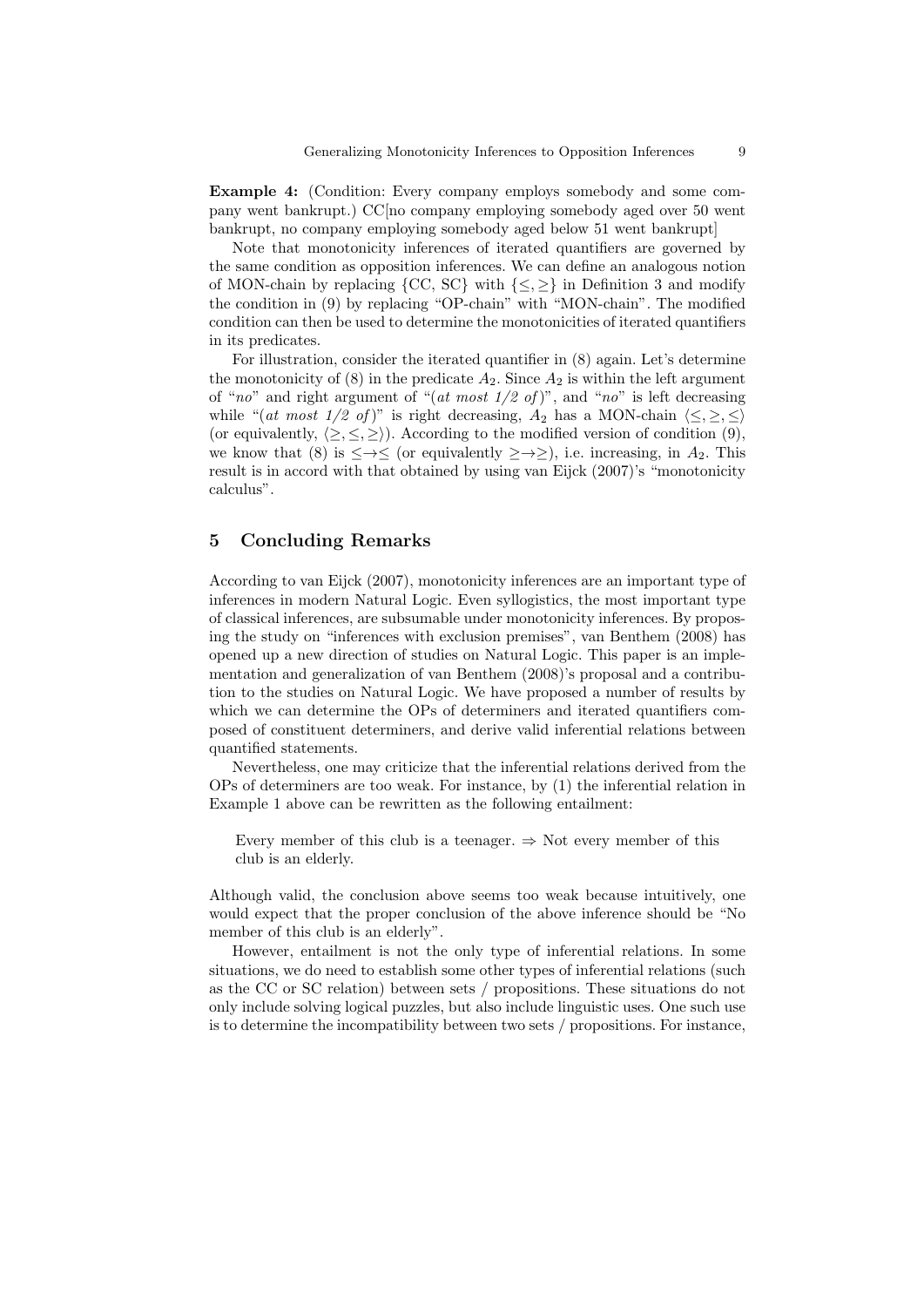**Example 4:** (Condition: Every company employs somebody and some company went bankrupt.) CC[no company employing somebody aged over 50 went bankrupt, no company employing somebody aged below 51 went bankrupt]

Note that monotonicity inferences of iterated quantifiers are governed by the same condition as opposition inferences. We can define an analogous notion of MON-chain by replacing {CC, SC} with $\{\leq, \geq\}$ in Definition 3 and modify the condition in (9) by replacing "OP-chain" with "MON-chain". The modified condition can then be used to determine the monotonicities of iterated quantifiers in its predicates.

For illustration, consider the iterated quantifier in (8) again. Let's determine the monotonicity of (8) in the predicate $A_2$. Since $A_2$ is within the left argument of "*no*" and right argument of "(*at most 1/2 of*)", and "*no*" is left decreasing while "(*at most 1/2 of*)" is right decreasing, $A_2$ has a MON-chain $\langle \leq, \geq, \leq \rangle$ (or equivalently, $\langle \geq, \leq, \geq \rangle$). According to the modified version of condition (9), we know that (8) is $\leq \rightarrow \leq$ (or equivalently $\geq \rightarrow \geq$), i.e. increasing, in $A_2$. This result is in accord with that obtained by using van Eijck (2007)'s "monotonicity calculus".

## 5 Concluding Remarks

According to van Eijck (2007), monotonicity inferences are an important type of inferences in modern Natural Logic. Even syllogistics, the most important type of classical inferences, are subsumable under monotonicity inferences. By proposing the study on "inferences with exclusion premises", van Benthem (2008) has opened up a new direction of studies on Natural Logic. This paper is an implementation and generalization of van Benthem (2008)'s proposal and a contribution to the studies on Natural Logic. We have proposed a number of results by which we can determine the OPs of determiners and iterated quantifiers composed of constituent determiners, and derive valid inferential relations between quantified statements.

Nevertheless, one may criticize that the inferential relations derived from the OPs of determiners are too weak. For instance, by (1) the inferential relation in Example 1 above can be rewritten as the following entailment:

> Every member of this club is a teenager. $\Rightarrow$ Not every member of this club is an elderly.

Although valid, the conclusion above seems too weak because intuitively, one would expect that the proper conclusion of the above inference should be "No member of this club is an elderly".

However, entailment is not the only type of inferential relations. In some situations, we do need to establish some other types of inferential relations (such as the CC or SC relation) between sets / propositions. These situations do not only include solving logical puzzles, but also include linguistic uses. One such use is to determine the incompatibility between two sets / propositions. For instance,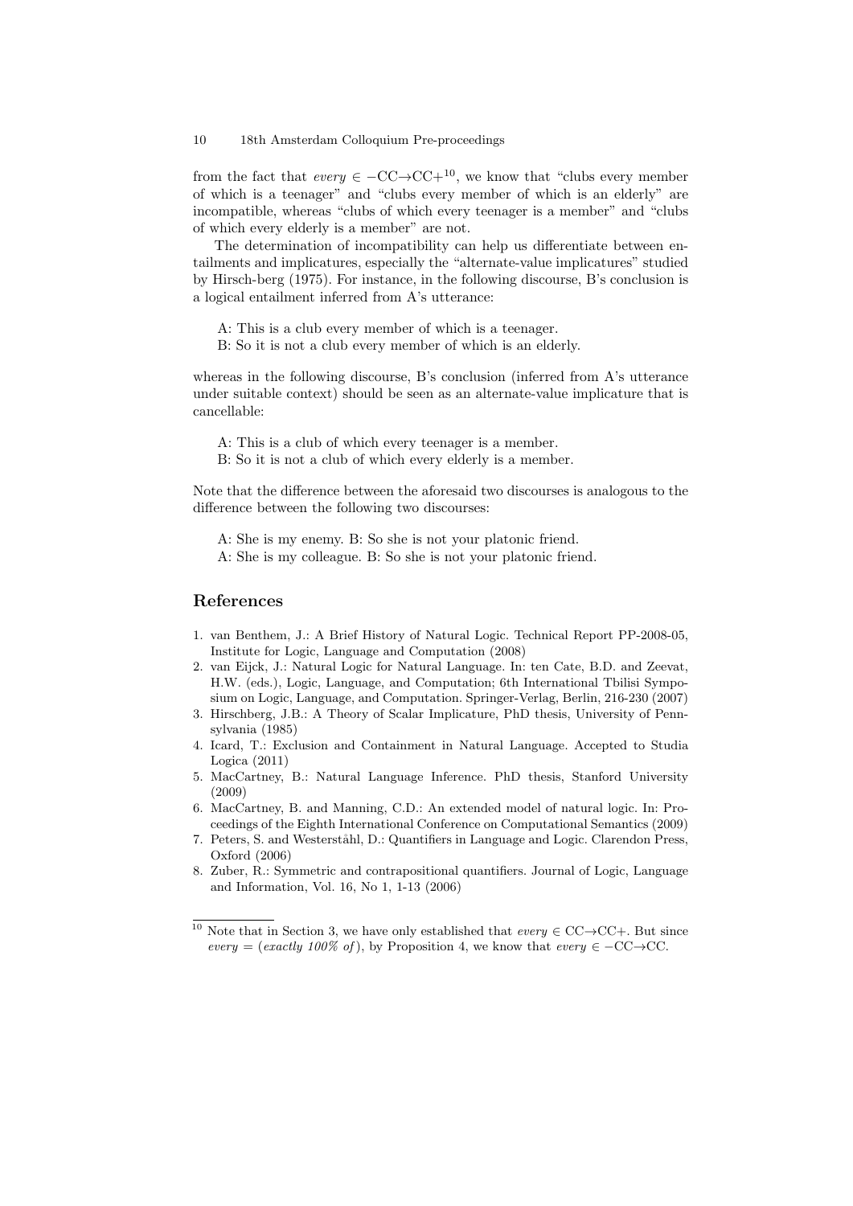from the fact that *every* $\in -\text{CC}\rightarrow\text{CC}+$[10], we know that "clubs every member of which is a teenager" and "clubs every member of which is an elderly" are incompatible, whereas "clubs of which every teenager is a member" and "clubs of which every elderly is a member" are not.

The determination of incompatibility can help us differentiate between entailments and implicatures, especially the "alternate-value implicatures" studied by Hirsch-berg (1975). For instance, in the following discourse, B's conclusion is a logical entailment inferred from A's utterance:

A: This is a club every member of which is a teenager.
B: So it is not a club every member of which is an elderly.

whereas in the following discourse, B's conclusion (inferred from A's utterance under suitable context) should be seen as an alternate-value implicature that is cancellable:

A: This is a club of which every teenager is a member.
B: So it is not a club of which every elderly is a member.

Note that the difference between the aforesaid two discourses is analogous to the difference between the following two discourses:

A: She is my enemy. B: So she is not your platonic friend.
A: She is my colleague. B: So she is not your platonic friend.

## References

1. van Benthem, J.: A Brief History of Natural Logic. Technical Report PP-2008-05, Institute for Logic, Language and Computation (2008)
2. van Eijck, J.: Natural Logic for Natural Language. In: ten Cate, B.D. and Zeevat, H.W. (eds.), Logic, Language, and Computation; 6th International Tbilisi Symposium on Logic, Language, and Computation. Springer-Verlag, Berlin, 216-230 (2007)
3. Hirschberg, J.B.: A Theory of Scalar Implicature, PhD thesis, University of Pennsylvania (1985)
4. Icard, T.: Exclusion and Containment in Natural Language. Accepted to Studia Logica (2011)
5. MacCartney, B.: Natural Language Inference. PhD thesis, Stanford University (2009)
6. MacCartney, B. and Manning, C.D.: An extended model of natural logic. In: Proceedings of the Eighth International Conference on Computational Semantics (2009)
7. Peters, S. and Westerståhl, D.: Quantifiers in Language and Logic. Clarendon Press, Oxford (2006)
8. Zuber, R.: Symmetric and contrapositional quantifiers. Journal of Logic, Language and Information, Vol. 16, No 1, 1-13 (2006)

[10] Note that in Section 3, we have only established that *every* $\in \text{CC}\rightarrow\text{CC}+$. But since *every* = (*exactly 100% of*), by Proposition 4, we know that *every* $\in -\text{CC}\rightarrow\text{CC}$.